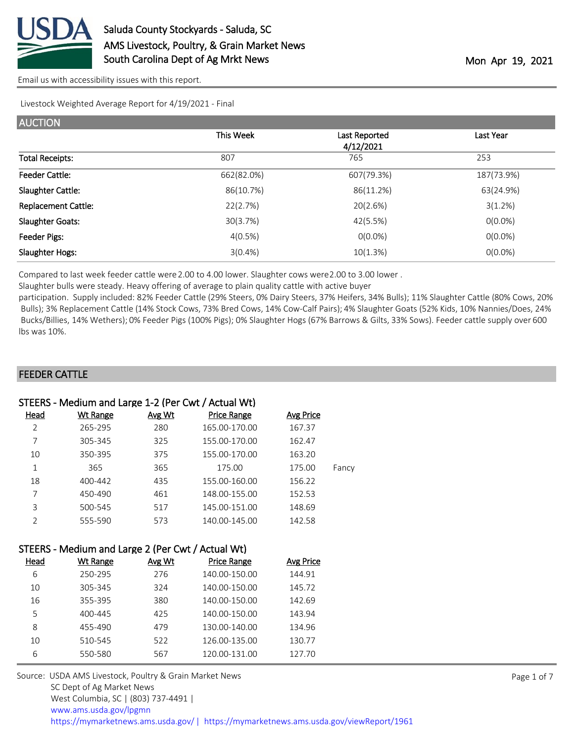Saluda County Stockyards - Saluda, SC
AMS Livestock, Poultry, & Grain Market News
South Carolina Dept of Ag Mrkt News

Mon Apr 19, 2021

Email us with accessibility issues with this report.

Livestock Weighted Average Report for 4/19/2021 - Final

## AUCTION

| | This Week | Last Reported 4/12/2021 | Last Year |
|---|---|---|---|
| Total Receipts: | 807 | 765 | 253 |
| Feeder Cattle: | 662(82.0%) | 607(79.3%) | 187(73.9%) |
| Slaughter Cattle: | 86(10.7%) | 86(11.2%) | 63(24.9%) |
| Replacement Cattle: | 22(2.7%) | 20(2.6%) | 3(1.2%) |
| Slaughter Goats: | 30(3.7%) | 42(5.5%) | 0(0.0%) |
| Feeder Pigs: | 4(0.5%) | 0(0.0%) | 0(0.0%) |
| Slaughter Hogs: | 3(0.4%) | 10(1.3%) | 0(0.0%) |

Compared to last week feeder cattle were 2.00 to 4.00 lower. Slaughter cows were 2.00 to 3.00 lower . Slaughter bulls were steady. Heavy offering of average to plain quality cattle with active buyer participation. Supply included: 82% Feeder Cattle (29% Steers, 0% Dairy Steers, 37% Heifers, 34% Bulls); 11% Slaughter Cattle (80% Cows, 20% Bulls); 3% Replacement Cattle (14% Stock Cows, 73% Bred Cows, 14% Cow-Calf Pairs); 4% Slaughter Goats (52% Kids, 10% Nannies/Does, 24% Bucks/Billies, 14% Wethers); 0% Feeder Pigs (100% Pigs); 0% Slaughter Hogs (67% Barrows & Gilts, 33% Sows). Feeder cattle supply over 600 lbs was 10%.

## FEEDER CATTLE

### STEERS - Medium and Large 1-2 (Per Cwt / Actual Wt)

| Head | Wt Range | Avg Wt | Price Range | Avg Price | |
|---|---|---|---|---|---|
| 2 | 265-295 | 280 | 165.00-170.00 | 167.37 | |
| 7 | 305-345 | 325 | 155.00-170.00 | 162.47 | |
| 10 | 350-395 | 375 | 155.00-170.00 | 163.20 | |
| 1 | 365 | 365 | 175.00 | 175.00 | Fancy |
| 18 | 400-442 | 435 | 155.00-160.00 | 156.22 | |
| 7 | 450-490 | 461 | 148.00-155.00 | 152.53 | |
| 3 | 500-545 | 517 | 145.00-151.00 | 148.69 | |
| 2 | 555-590 | 573 | 140.00-145.00 | 142.58 | |

### STEERS - Medium and Large 2 (Per Cwt / Actual Wt)

| Head | Wt Range | Avg Wt | Price Range | Avg Price |
|---|---|---|---|---|
| 6 | 250-295 | 276 | 140.00-150.00 | 144.91 |
| 10 | 305-345 | 324 | 140.00-150.00 | 145.72 |
| 16 | 355-395 | 380 | 140.00-150.00 | 142.69 |
| 5 | 400-445 | 425 | 140.00-150.00 | 143.94 |
| 8 | 455-490 | 479 | 130.00-140.00 | 134.96 |
| 10 | 510-545 | 522 | 126.00-135.00 | 130.77 |
| 6 | 550-580 | 567 | 120.00-131.00 | 127.70 |

Source: USDA AMS Livestock, Poultry & Grain Market News
SC Dept of Ag Market News
West Columbia, SC | (803) 737-4491 |
www.ams.usda.gov/lpgmn
https://mymarketnews.ams.usda.gov/ | https://mymarketnews.ams.usda.gov/viewReport/1961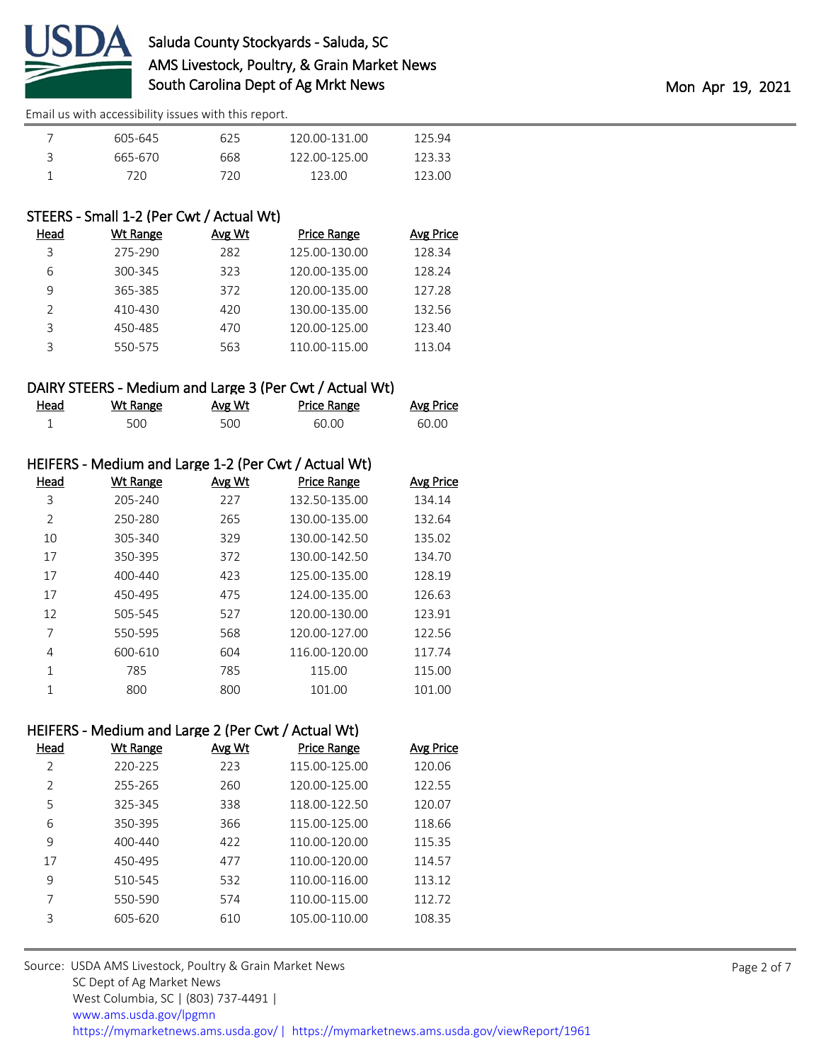| Head | Wt Range | Avg Wt | Price Range | Avg Price |
|---|---|---|---|---|
| 7 | 605-645 | 625 | 120.00-131.00 | 125.94 |
| 3 | 665-670 | 668 | 122.00-125.00 | 123.33 |
| 1 | 720 | 720 | 123.00 | 123.00 |

### STEERS - Small 1-2 (Per Cwt / Actual Wt)

| Head | Wt Range | Avg Wt | Price Range | Avg Price |
|---|---|---|---|---|
| 3 | 275-290 | 282 | 125.00-130.00 | 128.34 |
| 6 | 300-345 | 323 | 120.00-135.00 | 128.24 |
| 9 | 365-385 | 372 | 120.00-135.00 | 127.28 |
| 2 | 410-430 | 420 | 130.00-135.00 | 132.56 |
| 3 | 450-485 | 470 | 120.00-125.00 | 123.40 |
| 3 | 550-575 | 563 | 110.00-115.00 | 113.04 |

### DAIRY STEERS - Medium and Large 3 (Per Cwt / Actual Wt)

| Head | Wt Range | Avg Wt | Price Range | Avg Price |
|---|---|---|---|---|
| 1 | 500 | 500 | 60.00 | 60.00 |

### HEIFERS - Medium and Large 1-2 (Per Cwt / Actual Wt)

| Head | Wt Range | Avg Wt | Price Range | Avg Price |
|---|---|---|---|---|
| 3 | 205-240 | 227 | 132.50-135.00 | 134.14 |
| 2 | 250-280 | 265 | 130.00-135.00 | 132.64 |
| 10 | 305-340 | 329 | 130.00-142.50 | 135.02 |
| 17 | 350-395 | 372 | 130.00-142.50 | 134.70 |
| 17 | 400-440 | 423 | 125.00-135.00 | 128.19 |
| 17 | 450-495 | 475 | 124.00-135.00 | 126.63 |
| 12 | 505-545 | 527 | 120.00-130.00 | 123.91 |
| 7 | 550-595 | 568 | 120.00-127.00 | 122.56 |
| 4 | 600-610 | 604 | 116.00-120.00 | 117.74 |
| 1 | 785 | 785 | 115.00 | 115.00 |
| 1 | 800 | 800 | 101.00 | 101.00 |

### HEIFERS - Medium and Large 2 (Per Cwt / Actual Wt)

| Head | Wt Range | Avg Wt | Price Range | Avg Price |
|---|---|---|---|---|
| 2 | 220-225 | 223 | 115.00-125.00 | 120.06 |
| 2 | 255-265 | 260 | 120.00-125.00 | 122.55 |
| 5 | 325-345 | 338 | 118.00-122.50 | 120.07 |
| 6 | 350-395 | 366 | 115.00-125.00 | 118.66 |
| 9 | 400-440 | 422 | 110.00-120.00 | 115.35 |
| 17 | 450-495 | 477 | 110.00-120.00 | 114.57 |
| 9 | 510-545 | 532 | 110.00-116.00 | 113.12 |
| 7 | 550-590 | 574 | 110.00-115.00 | 112.72 |
| 3 | 605-620 | 610 | 105.00-110.00 | 108.35 |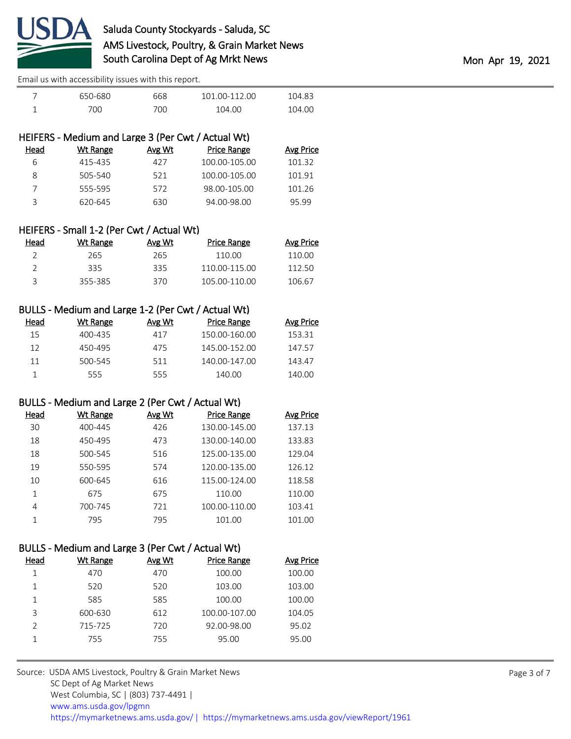Email us with accessibility issues with this report.

| Head | Wt Range | Avg Wt | Price Range | Avg Price |
|---|---|---|---|---|
| 7 | 650-680 | 668 | 101.00-112.00 | 104.83 |
| 1 | 700 | 700 | 104.00 | 104.00 |

## HEIFERS - Medium and Large 3 (Per Cwt / Actual Wt)

| Head | Wt Range | Avg Wt | Price Range | Avg Price |
|---|---|---|---|---|
| 6 | 415-435 | 427 | 100.00-105.00 | 101.32 |
| 8 | 505-540 | 521 | 100.00-105.00 | 101.91 |
| 7 | 555-595 | 572 | 98.00-105.00 | 101.26 |
| 3 | 620-645 | 630 | 94.00-98.00 | 95.99 |

## HEIFERS - Small 1-2 (Per Cwt / Actual Wt)

| Head | Wt Range | Avg Wt | Price Range | Avg Price |
|---|---|---|---|---|
| 2 | 265 | 265 | 110.00 | 110.00 |
| 2 | 335 | 335 | 110.00-115.00 | 112.50 |
| 3 | 355-385 | 370 | 105.00-110.00 | 106.67 |

## BULLS - Medium and Large 1-2 (Per Cwt / Actual Wt)

| Head | Wt Range | Avg Wt | Price Range | Avg Price |
|---|---|---|---|---|
| 15 | 400-435 | 417 | 150.00-160.00 | 153.31 |
| 12 | 450-495 | 475 | 145.00-152.00 | 147.57 |
| 11 | 500-545 | 511 | 140.00-147.00 | 143.47 |
| 1 | 555 | 555 | 140.00 | 140.00 |

## BULLS - Medium and Large 2 (Per Cwt / Actual Wt)

| Head | Wt Range | Avg Wt | Price Range | Avg Price |
|---|---|---|---|---|
| 30 | 400-445 | 426 | 130.00-145.00 | 137.13 |
| 18 | 450-495 | 473 | 130.00-140.00 | 133.83 |
| 18 | 500-545 | 516 | 125.00-135.00 | 129.04 |
| 19 | 550-595 | 574 | 120.00-135.00 | 126.12 |
| 10 | 600-645 | 616 | 115.00-124.00 | 118.58 |
| 1 | 675 | 675 | 110.00 | 110.00 |
| 4 | 700-745 | 721 | 100.00-110.00 | 103.41 |
| 1 | 795 | 795 | 101.00 | 101.00 |

## BULLS - Medium and Large 3 (Per Cwt / Actual Wt)

| Head | Wt Range | Avg Wt | Price Range | Avg Price |
|---|---|---|---|---|
| 1 | 470 | 470 | 100.00 | 100.00 |
| 1 | 520 | 520 | 103.00 | 103.00 |
| 1 | 585 | 585 | 100.00 | 100.00 |
| 3 | 600-630 | 612 | 100.00-107.00 | 104.05 |
| 2 | 715-725 | 720 | 92.00-98.00 | 95.02 |
| 1 | 755 | 755 | 95.00 | 95.00 |

Source: USDA AMS Livestock, Poultry & Grain Market News
SC Dept of Ag Market News
West Columbia, SC | (803) 737-4491 |
www.ams.usda.gov/lpgmn
https://mymarketnews.ams.usda.gov/ | https://mymarketnews.ams.usda.gov/viewReport/1961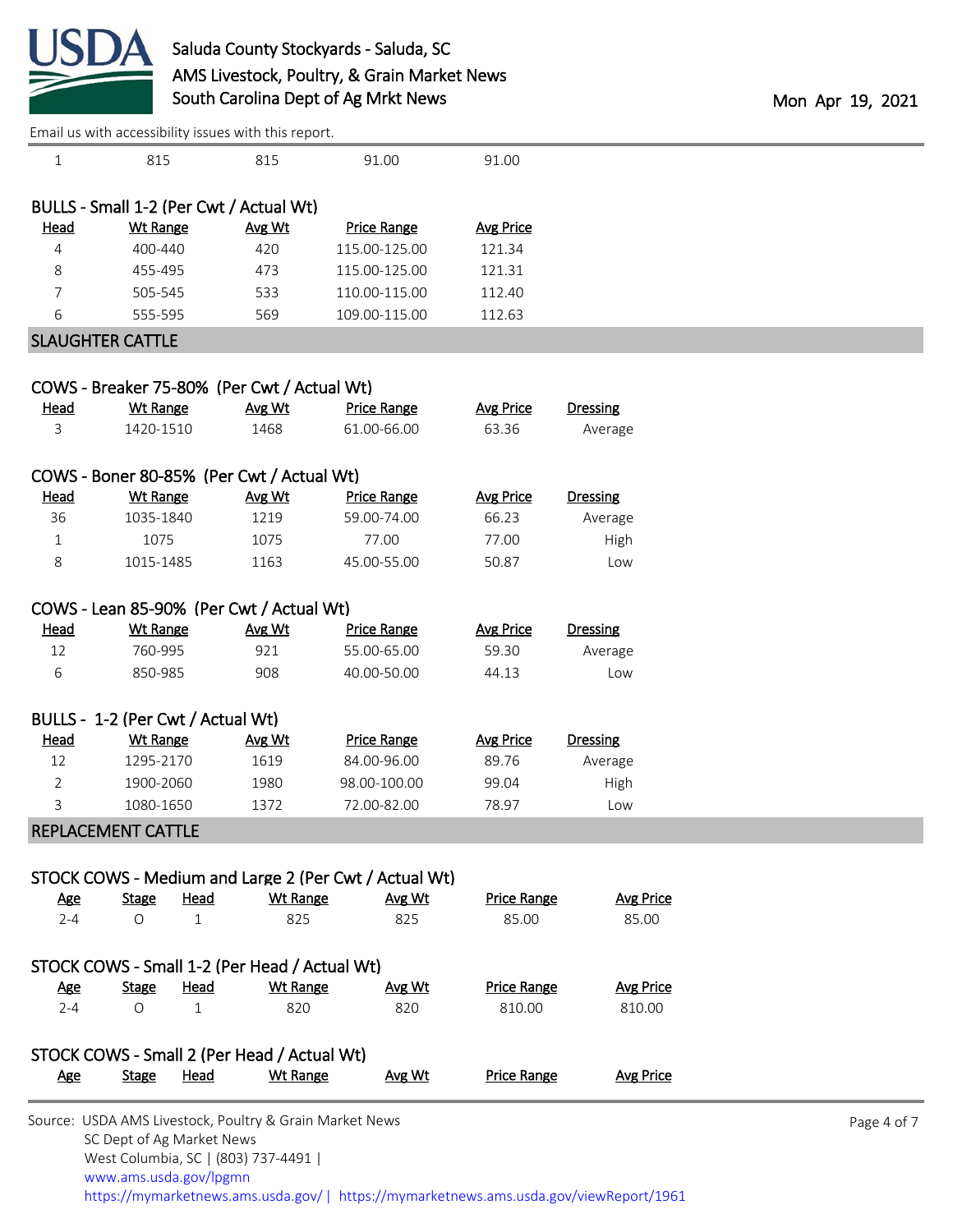| Head | Wt Range | Avg Wt | Price Range | Avg Price |
|---|---|---|---|---|
| 1 | 815 | 815 | 91.00 | 91.00 |

### BULLS - Small 1-2 (Per Cwt / Actual Wt)

| Head | Wt Range | Avg Wt | Price Range | Avg Price |
|---|---|---|---|---|
| 4 | 400-440 | 420 | 115.00-125.00 | 121.34 |
| 8 | 455-495 | 473 | 115.00-125.00 | 121.31 |
| 7 | 505-545 | 533 | 110.00-115.00 | 112.40 |
| 6 | 555-595 | 569 | 109.00-115.00 | 112.63 |

## SLAUGHTER CATTLE

### COWS - Breaker 75-80% (Per Cwt / Actual Wt)

| Head | Wt Range | Avg Wt | Price Range | Avg Price | Dressing |
|---|---|---|---|---|---|
| 3 | 1420-1510 | 1468 | 61.00-66.00 | 63.36 | Average |

### COWS - Boner 80-85% (Per Cwt / Actual Wt)

| Head | Wt Range | Avg Wt | Price Range | Avg Price | Dressing |
|---|---|---|---|---|---|
| 36 | 1035-1840 | 1219 | 59.00-74.00 | 66.23 | Average |
| 1 | 1075 | 1075 | 77.00 | 77.00 | High |
| 8 | 1015-1485 | 1163 | 45.00-55.00 | 50.87 | Low |

### COWS - Lean 85-90% (Per Cwt / Actual Wt)

| Head | Wt Range | Avg Wt | Price Range | Avg Price | Dressing |
|---|---|---|---|---|---|
| 12 | 760-995 | 921 | 55.00-65.00 | 59.30 | Average |
| 6 | 850-985 | 908 | 40.00-50.00 | 44.13 | Low |

### BULLS - 1-2 (Per Cwt / Actual Wt)

| Head | Wt Range | Avg Wt | Price Range | Avg Price | Dressing |
|---|---|---|---|---|---|
| 12 | 1295-2170 | 1619 | 84.00-96.00 | 89.76 | Average |
| 2 | 1900-2060 | 1980 | 98.00-100.00 | 99.04 | High |
| 3 | 1080-1650 | 1372 | 72.00-82.00 | 78.97 | Low |

## REPLACEMENT CATTLE

### STOCK COWS - Medium and Large 2 (Per Cwt / Actual Wt)

| Age | Stage | Head | Wt Range | Avg Wt | Price Range | Avg Price |
|---|---|---|---|---|---|---|
| 2-4 | O | 1 | 825 | 825 | 85.00 | 85.00 |

### STOCK COWS - Small 1-2 (Per Head / Actual Wt)

| Age | Stage | Head | Wt Range | Avg Wt | Price Range | Avg Price |
|---|---|---|---|---|---|---|
| 2-4 | O | 1 | 820 | 820 | 810.00 | 810.00 |

### STOCK COWS - Small 2 (Per Head / Actual Wt)

| Age | Stage | Head | Wt Range | Avg Wt | Price Range | Avg Price |
|---|---|---|---|---|---|---|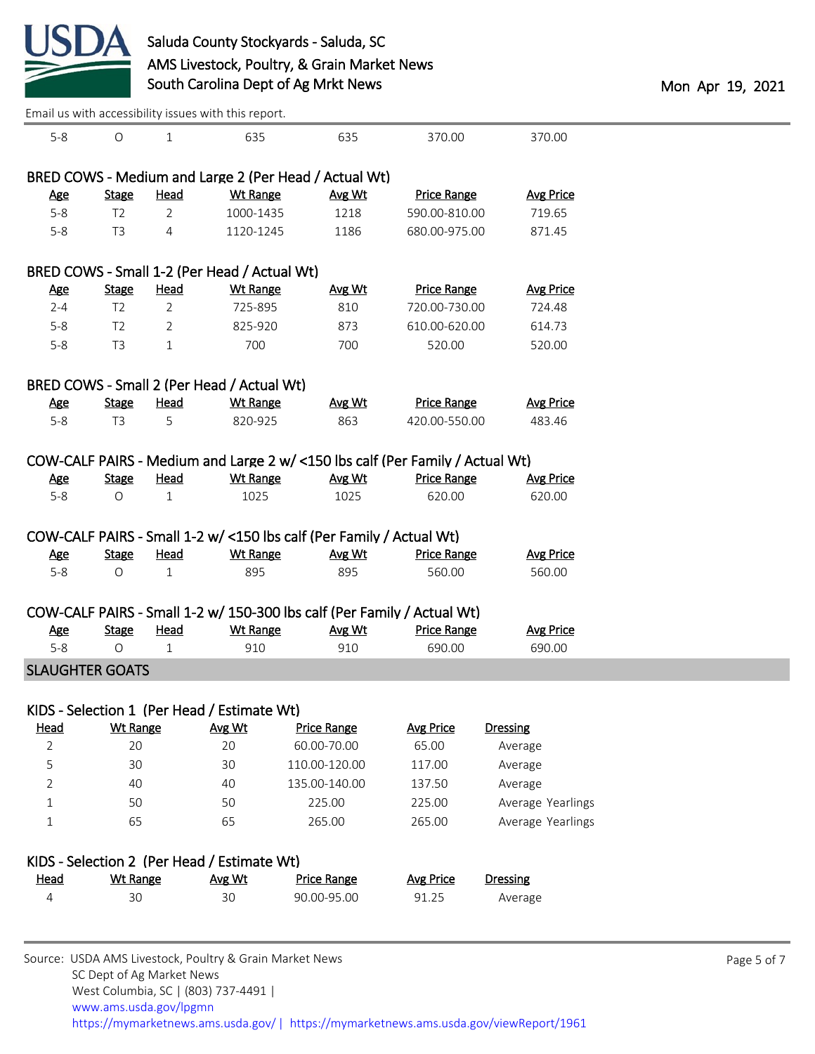Email us with accessibility issues with this report.

| Age | Stage | Head | Wt Range | Avg Wt | Price Range | Avg Price |
|---|---|---|---|---|---|---|
| 5-8 | O | 1 | 635 | 635 | 370.00 | 370.00 |

### BRED COWS - Medium and Large 2 (Per Head / Actual Wt)

| Age | Stage | Head | Wt Range | Avg Wt | Price Range | Avg Price |
|---|---|---|---|---|---|---|
| 5-8 | T2 | 2 | 1000-1435 | 1218 | 590.00-810.00 | 719.65 |
| 5-8 | T3 | 4 | 1120-1245 | 1186 | 680.00-975.00 | 871.45 |

### BRED COWS - Small 1-2 (Per Head / Actual Wt)

| Age | Stage | Head | Wt Range | Avg Wt | Price Range | Avg Price |
|---|---|---|---|---|---|---|
| 2-4 | T2 | 2 | 725-895 | 810 | 720.00-730.00 | 724.48 |
| 5-8 | T2 | 2 | 825-920 | 873 | 610.00-620.00 | 614.73 |
| 5-8 | T3 | 1 | 700 | 700 | 520.00 | 520.00 |

### BRED COWS - Small 2 (Per Head / Actual Wt)

| Age | Stage | Head | Wt Range | Avg Wt | Price Range | Avg Price |
|---|---|---|---|---|---|---|
| 5-8 | T3 | 5 | 820-925 | 863 | 420.00-550.00 | 483.46 |

### COW-CALF PAIRS - Medium and Large 2 w/ <150 lbs calf (Per Family / Actual Wt)

| Age | Stage | Head | Wt Range | Avg Wt | Price Range | Avg Price |
|---|---|---|---|---|---|---|
| 5-8 | O | 1 | 1025 | 1025 | 620.00 | 620.00 |

### COW-CALF PAIRS - Small 1-2 w/ <150 lbs calf (Per Family / Actual Wt)

| Age | Stage | Head | Wt Range | Avg Wt | Price Range | Avg Price |
|---|---|---|---|---|---|---|
| 5-8 | O | 1 | 895 | 895 | 560.00 | 560.00 |

### COW-CALF PAIRS - Small 1-2 w/ 150-300 lbs calf (Per Family / Actual Wt)

| Age | Stage | Head | Wt Range | Avg Wt | Price Range | Avg Price |
|---|---|---|---|---|---|---|
| 5-8 | O | 1 | 910 | 910 | 690.00 | 690.00 |

## SLAUGHTER GOATS

### KIDS - Selection 1 (Per Head / Estimate Wt)

| Head | Wt Range | Avg Wt | Price Range | Avg Price | Dressing |
|---|---|---|---|---|---|
| 2 | 20 | 20 | 60.00-70.00 | 65.00 | Average |
| 5 | 30 | 30 | 110.00-120.00 | 117.00 | Average |
| 2 | 40 | 40 | 135.00-140.00 | 137.50 | Average |
| 1 | 50 | 50 | 225.00 | 225.00 | Average Yearlings |
| 1 | 65 | 65 | 265.00 | 265.00 | Average Yearlings |

### KIDS - Selection 2 (Per Head / Estimate Wt)

| Head | Wt Range | Avg Wt | Price Range | Avg Price | Dressing |
|---|---|---|---|---|---|
| 4 | 30 | 30 | 90.00-95.00 | 91.25 | Average |

Source: USDA AMS Livestock, Poultry & Grain Market News
SC Dept of Ag Market News
West Columbia, SC | (803) 737-4491 |
www.ams.usda.gov/lpgmn
https://mymarketnews.ams.usda.gov/ | https://mymarketnews.ams.usda.gov/viewReport/1961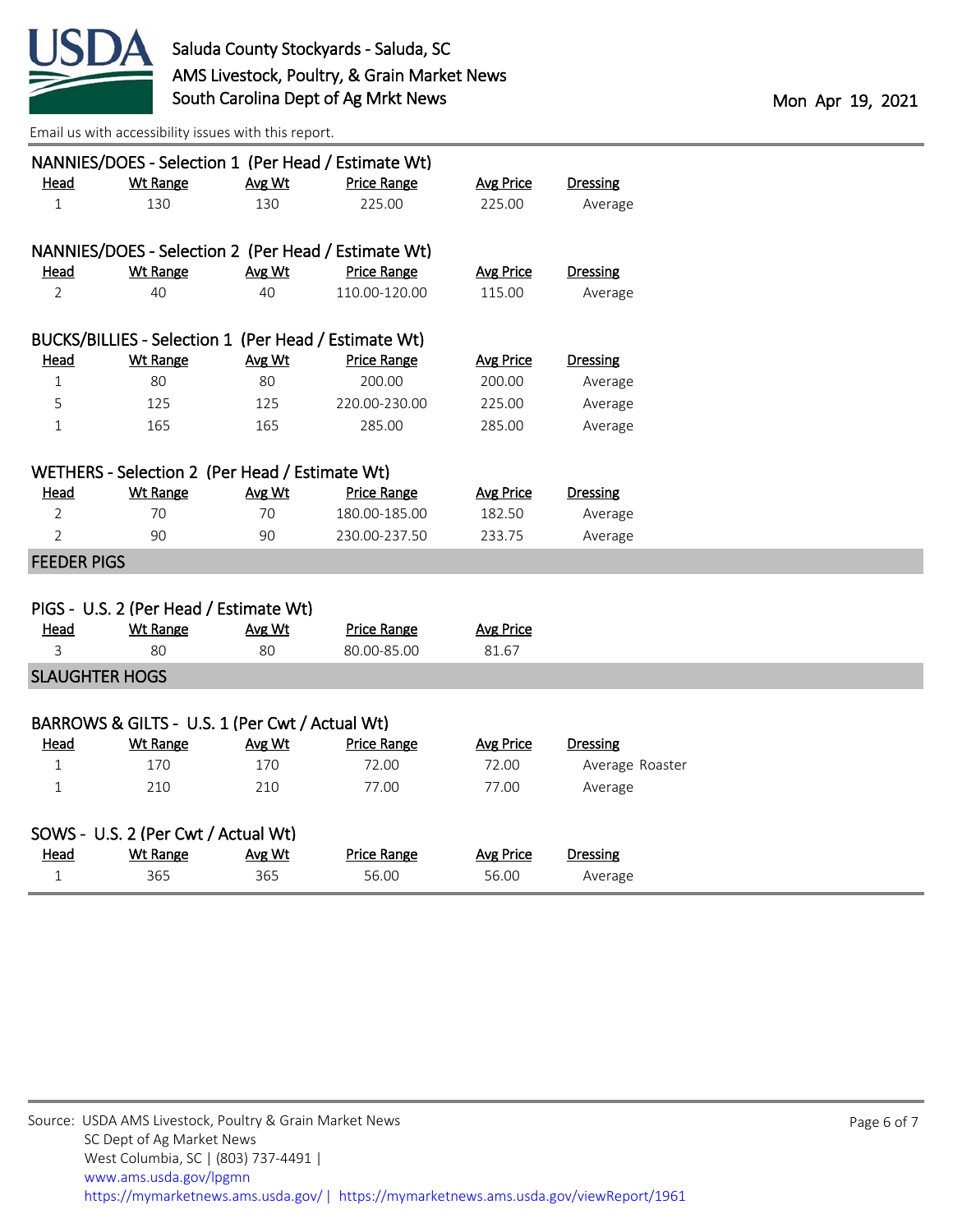Saluda County Stockyards - Saluda, SC
AMS Livestock, Poultry, & Grain Market News
South Carolina Dept of Ag Mrkt News

Mon Apr 19, 2021

Email us with accessibility issues with this report.

### NANNIES/DOES - Selection 1 (Per Head / Estimate Wt)

| Head | Wt Range | Avg Wt | Price Range | Avg Price | Dressing |
|---|---|---|---|---|---|
| 1 | 130 | 130 | 225.00 | 225.00 | Average |

### NANNIES/DOES - Selection 2 (Per Head / Estimate Wt)

| Head | Wt Range | Avg Wt | Price Range | Avg Price | Dressing |
|---|---|---|---|---|---|
| 2 | 40 | 40 | 110.00-120.00 | 115.00 | Average |

### BUCKS/BILLIES - Selection 1 (Per Head / Estimate Wt)

| Head | Wt Range | Avg Wt | Price Range | Avg Price | Dressing |
|---|---|---|---|---|---|
| 1 | 80 | 80 | 200.00 | 200.00 | Average |
| 5 | 125 | 125 | 220.00-230.00 | 225.00 | Average |
| 1 | 165 | 165 | 285.00 | 285.00 | Average |

### WETHERS - Selection 2 (Per Head / Estimate Wt)

| Head | Wt Range | Avg Wt | Price Range | Avg Price | Dressing |
|---|---|---|---|---|---|
| 2 | 70 | 70 | 180.00-185.00 | 182.50 | Average |
| 2 | 90 | 90 | 230.00-237.50 | 233.75 | Average |

## FEEDER PIGS

### PIGS - U.S. 2 (Per Head / Estimate Wt)

| Head | Wt Range | Avg Wt | Price Range | Avg Price |
|---|---|---|---|---|
| 3 | 80 | 80 | 80.00-85.00 | 81.67 |

## SLAUGHTER HOGS

### BARROWS & GILTS - U.S. 1 (Per Cwt / Actual Wt)

| Head | Wt Range | Avg Wt | Price Range | Avg Price | Dressing |
|---|---|---|---|---|---|
| 1 | 170 | 170 | 72.00 | 72.00 | Average Roaster |
| 1 | 210 | 210 | 77.00 | 77.00 | Average |

### SOWS - U.S. 2 (Per Cwt / Actual Wt)

| Head | Wt Range | Avg Wt | Price Range | Avg Price | Dressing |
|---|---|---|---|---|---|
| 1 | 365 | 365 | 56.00 | 56.00 | Average |

Source: USDA AMS Livestock, Poultry & Grain Market News
SC Dept of Ag Market News
West Columbia, SC | (803) 737-4491 |
www.ams.usda.gov/lpgmn
https://mymarketnews.ams.usda.gov/ | https://mymarketnews.ams.usda.gov/viewReport/1961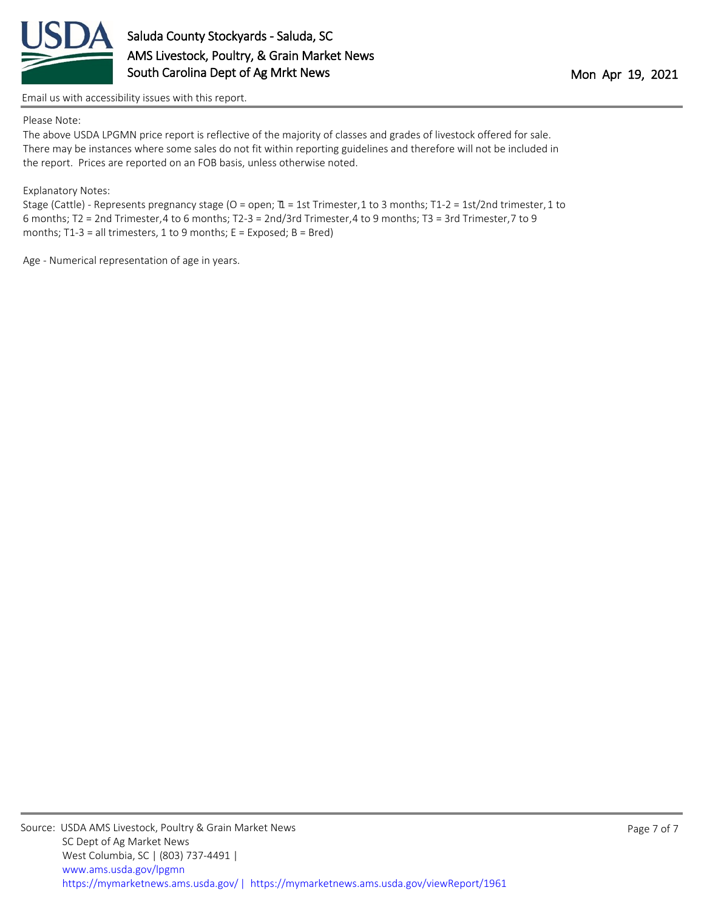Email us with accessibility issues with this report.

Please Note:

The above USDA LPGMN price report is reflective of the majority of classes and grades of livestock offered for sale. There may be instances where some sales do not fit within reporting guidelines and therefore will not be included in the report. Prices are reported on an FOB basis, unless otherwise noted.

Explanatory Notes:

Stage (Cattle) - Represents pregnancy stage (O = open; T1 = 1st Trimester,1 to 3 months; T1-2 = 1st/2nd trimester, 1 to 6 months; T2 = 2nd Trimester,4 to 6 months; T2-3 = 2nd/3rd Trimester,4 to 9 months; T3 = 3rd Trimester,7 to 9 months; T1-3 = all trimesters, 1 to 9 months; E = Exposed; B = Bred)

Age - Numerical representation of age in years.

Source: USDA AMS Livestock, Poultry & Grain Market News
SC Dept of Ag Market News
West Columbia, SC | (803) 737-4491 |
www.ams.usda.gov/lpgmn
https://mymarketnews.ams.usda.gov/ | https://mymarketnews.ams.usda.gov/viewReport/1961